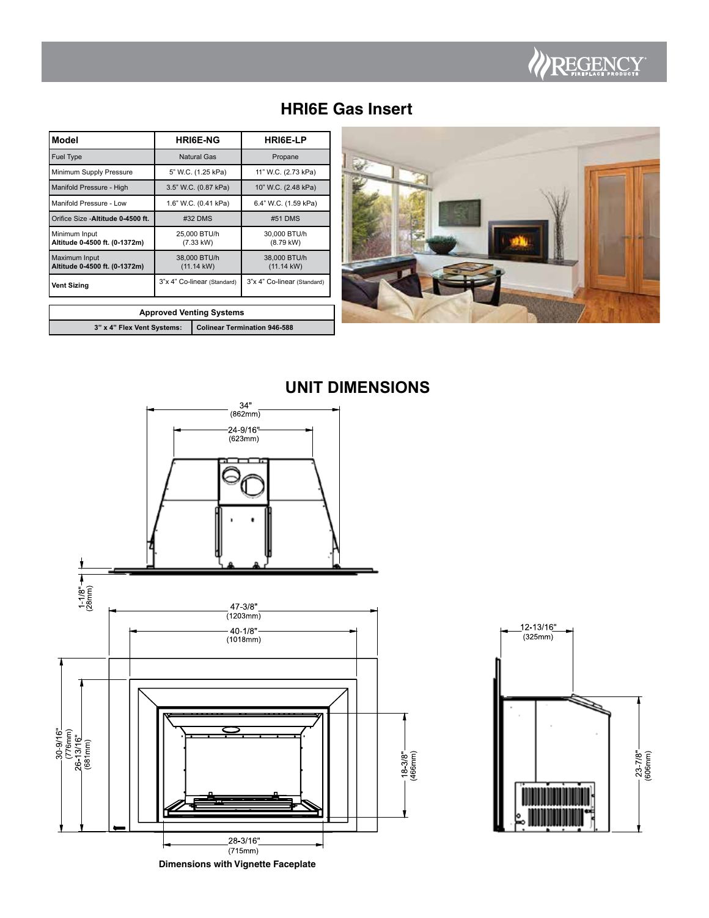# HRI6E Gas Insert

| Model | HRI6E-NG | HRI6E-LP |
|---|---|---|
| Fuel Type | Natural Gas | Propane |
| Minimum Supply Pressure | 5" W.C. (1.25 kPa) | 11" W.C. (2.73 kPa) |
| Manifold Pressure - High | 3.5" W.C. (0.87 kPa) | 10" W.C. (2.48 kPa) |
| Manifold Pressure - Low | 1.6" W.C. (0.41 kPa) | 6.4" W.C. (1.59 kPa) |
| Orifice Size -**Altitude 0-4500 ft.** | #32 DMS | #51 DMS |
| Minimum Input **Altitude 0-4500 ft. (0-1372m)** | 25,000 BTU/h (7.33 kW) | 30,000 BTU/h (8.79 kW) |
| Maximum Input **Altitude 0-4500 ft. (0-1372m)** | 38,000 BTU/h (11.14 kW) | 38,000 BTU/h (11.14 kW) |
| **Vent Sizing** | 3"x 4" Co-linear (Standard) | 3"x 4" Co-linear (Standard) |

| Approved Venting Systems | |
|---|---|
| 3" x 4" Flex Vent Systems: | Colinear Termination 946-588 |

## UNIT DIMENSIONS

34" (862mm)

24-9/16" (623mm)

1-1/8" (28mm)

47-3/8" (1203mm)

40-1/8" (1018mm)

30-9/16" (776mm)

26-13/16" (681mm)

18-3/8" (466mm)

28-3/16" (715mm)

12-13/16" (325mm)

23-7/8" (606mm)

**Dimensions with Vignette Faceplate**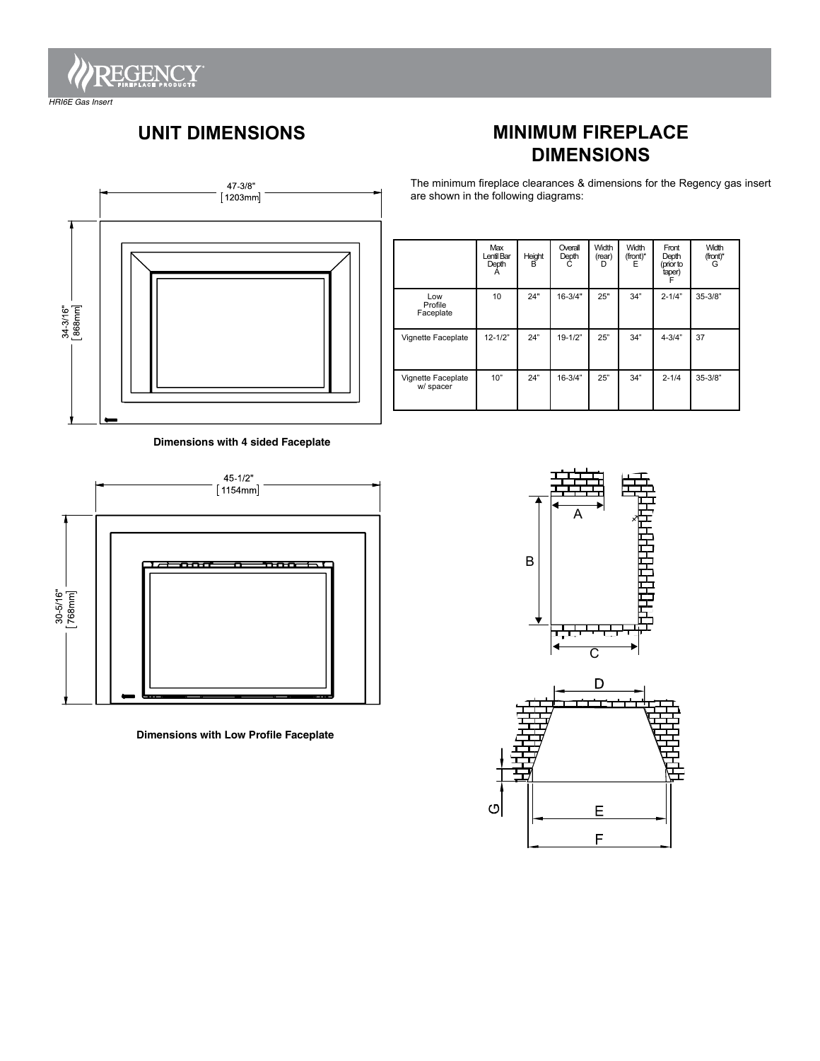## UNIT DIMENSIONS

47-3/8" [1203mm]

34-3/16" [868mm]

**Dimensions with 4 sided Faceplate**

45-1/2" [1154mm]

30-5/16" [768mm]

**Dimensions with Low Profile Faceplate**

## MINIMUM FIREPLACE DIMENSIONS

The minimum fireplace clearances & dimensions for the Regency gas insert are shown in the following diagrams:

| | Max Lentil Bar Depth A | Height B | Overall Depth C | Width (rear) D | Width (front)* E | Front Depth (prior to taper) F | Width (front)* G |
|---|---|---|---|---|---|---|---|
| Low Profile Faceplate | 10 | 24" | 16-3/4" | 25" | 34" | 2-1/4" | 35-3/8" |
| Vignette Faceplate | 12-1/2" | 24" | 19-1/2" | 25" | 34" | 4-3/4" | 37 |
| Vignette Faceplate w/ spacer | 10" | 24" | 16-3/4" | 25" | 34" | 2-1/4 | 35-3/8" |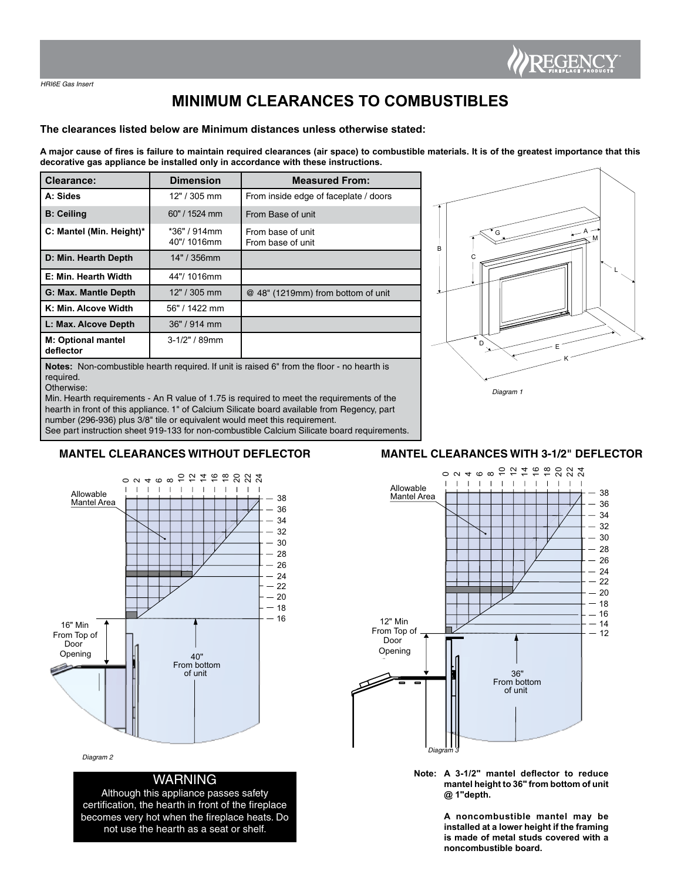*HRI6E Gas Insert*

# MINIMUM CLEARANCES TO COMBUSTIBLES

**The clearances listed below are Minimum distances unless otherwise stated:**

**A major cause of fires is failure to maintain required clearances (air space) to combustible materials. It is of the greatest importance that this decorative gas appliance be installed only in accordance with these instructions.**

| Clearance: | Dimension | Measured From: |
|---|---|---|
| **A: Sides** | 12" / 305 mm | From inside edge of faceplate / doors |
| **B: Ceiling** | 60" / 1524 mm | From Base of unit |
| **C: Mantel (Min. Height)*** | *36" / 914mm<br>40"/ 1016mm | From base of unit<br>From base of unit |
| **D: Min. Hearth Depth** | 14" / 356mm | |
| **E: Min. Hearth Width** | 44"/ 1016mm | |
| **G: Max. Mantle Depth** | 12" / 305 mm | @ 48" (1219mm) from bottom of unit |
| **K: Min. Alcove Width** | 56" / 1422 mm | |
| **L: Max. Alcove Depth** | 36" / 914 mm | |
| **M: Optional mantel deflector** | 3-1/2" / 89mm | |

**Notes:** Non-combustible hearth required. If unit is raised 6" from the floor - no hearth is required.
Otherwise:
Min. Hearth requirements - An R value of 1.75 is required to meet the requirements of the hearth in front of this appliance. 1" of Calcium Silicate board available from Regency, part number (296-936) plus 3/8" tile or equivalent would meet this requirement.
See part instruction sheet 919-133 for non-combustible Calcium Silicate board requirements.

B C G A M L D E K

*Diagram 1*

### MANTEL CLEARANCES WITHOUT DEFLECTOR

0 2 4 6 8 10 12 14 16 18 20 22 24

38 36 34 32 30 28 26 24 22 20 18 16

Allowable Mantel Area

16" Min From Top of Door Opening

40" From bottom of unit

*Diagram 2*

### MANTEL CLEARANCES WITH 3-1/2" DEFLECTOR

0 2 4 6 8 10 12 14 16 18 20 22 24

38 36 34 32 30 28 26 24 22 20 18 16 14 12

Allowable Mantel Area

12" Min From Top of Door Opening

36" From bottom of unit

*Diagram 3*

## WARNING

Although this appliance passes safety certification, the hearth in front of the fireplace becomes very hot when the fireplace heats. Do not use the hearth as a seat or shelf.

**Note: A 3-1/2" mantel deflector to reduce mantel height to 36" from bottom of unit @ 1"depth.**

**A noncombustible mantel may be installed at a lower height if the framing is made of metal studs covered with a noncombustible board.**